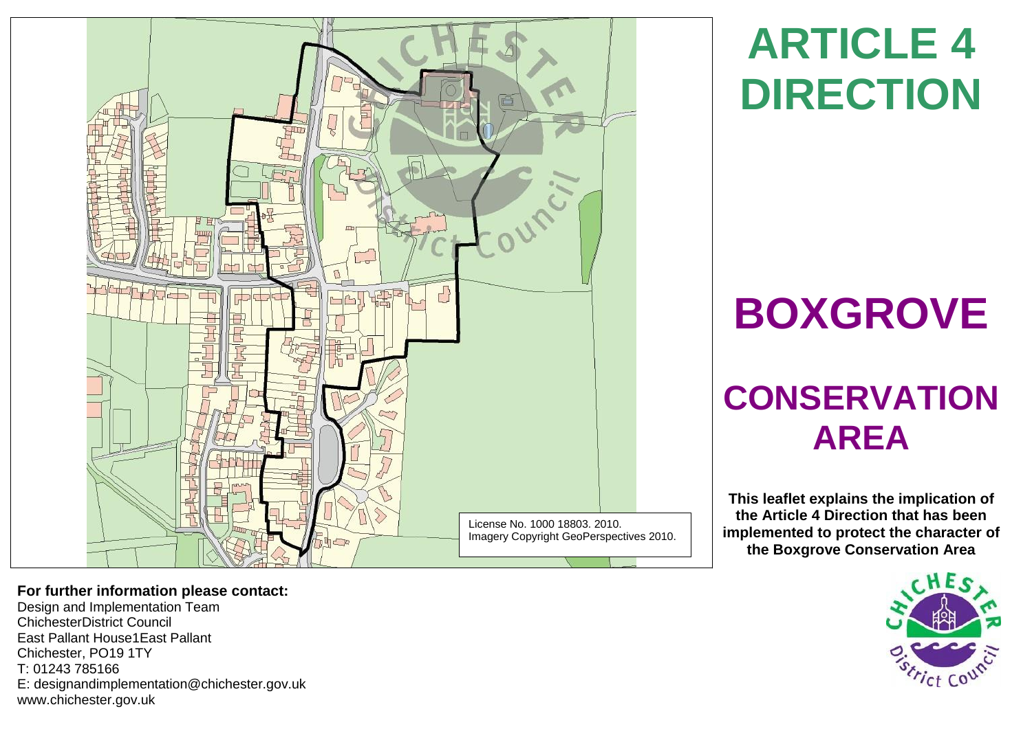License No. 1000 18803. 2010.
Imagery Copyright GeoPerspectives 2010.

# ARTICLE 4 DIRECTION

# BOXGROVE

# CONSERVATION AREA

**This leaflet explains the implication of the Article 4 Direction that has been implemented to protect the character of the Boxgrove Conservation Area**

**For further information please contact:**

Design and Implementation Team
ChichesterDistrict Council
East Pallant House1East Pallant
Chichester, PO19 1TY
T: 01243 785166
E: designandimplementation@chichester.gov.uk
www.chichester.gov.uk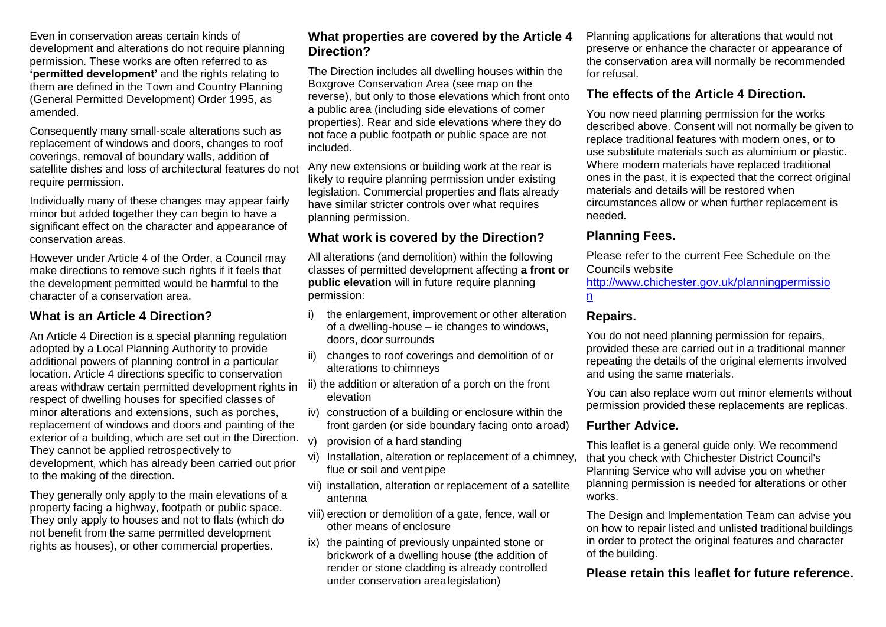Even in conservation areas certain kinds of development and alterations do not require planning permission. These works are often referred to as **'permitted development'** and the rights relating to them are defined in the Town and Country Planning (General Permitted Development) Order 1995, as amended.

Consequently many small-scale alterations such as replacement of windows and doors, changes to roof coverings, removal of boundary walls, addition of satellite dishes and loss of architectural features do not require permission.

Individually many of these changes may appear fairly minor but added together they can begin to have a significant effect on the character and appearance of conservation areas.

However under Article 4 of the Order, a Council may make directions to remove such rights if it feels that the development permitted would be harmful to the character of a conservation area.

## What is an Article 4 Direction?

An Article 4 Direction is a special planning regulation adopted by a Local Planning Authority to provide additional powers of planning control in a particular location. Article 4 directions specific to conservation areas withdraw certain permitted development rights in respect of dwelling houses for specified classes of minor alterations and extensions, such as porches, replacement of windows and doors and painting of the exterior of a building, which are set out in the Direction. They cannot be applied retrospectively to development, which has already been carried out prior to the making of the direction.

They generally only apply to the main elevations of a property facing a highway, footpath or public space. They only apply to houses and not to flats (which do not benefit from the same permitted development rights as houses), or other commercial properties.

## What properties are covered by the Article 4 Direction?

The Direction includes all dwelling houses within the Boxgrove Conservation Area (see map on the reverse), but only to those elevations which front onto a public area (including side elevations of corner properties). Rear and side elevations where they do not face a public footpath or public space are not included.

Any new extensions or building work at the rear is likely to require planning permission under existing legislation. Commercial properties and flats already have similar stricter controls over what requires planning permission.

## What work is covered by the Direction?

All alterations (and demolition) within the following classes of permitted development affecting **a front or public elevation** will in future require planning permission:

i) the enlargement, improvement or other alteration of a dwelling-house – ie changes to windows, doors, door surrounds
ii) changes to roof coverings and demolition of or alterations to chimneys
ii) the addition or alteration of a porch on the front elevation
iv) construction of a building or enclosure within the front garden (or side boundary facing onto a road)
v) provision of a hard standing
vi) Installation, alteration or replacement of a chimney, flue or soil and vent pipe
vii) installation, alteration or replacement of a satellite antenna
viii) erection or demolition of a gate, fence, wall or other means of enclosure
ix) the painting of previously unpainted stone or brickwork of a dwelling house (the addition of render or stone cladding is already controlled under conservation area legislation)

Planning applications for alterations that would not preserve or enhance the character or appearance of the conservation area will normally be recommended for refusal.

## The effects of the Article 4 Direction.

You now need planning permission for the works described above. Consent will not normally be given to replace traditional features with modern ones, or to use substitute materials such as aluminium or plastic. Where modern materials have replaced traditional ones in the past, it is expected that the correct original materials and details will be restored when circumstances allow or when further replacement is needed.

## Planning Fees.

Please refer to the current Fee Schedule on the Councils website
http://www.chichester.gov.uk/planningpermission

## Repairs.

You do not need planning permission for repairs, provided these are carried out in a traditional manner repeating the details of the original elements involved and using the same materials.

You can also replace worn out minor elements without permission provided these replacements are replicas.

## Further Advice.

This leaflet is a general guide only. We recommend that you check with Chichester District Council's Planning Service who will advise you on whether planning permission is needed for alterations or other works.

The Design and Implementation Team can advise you on how to repair listed and unlisted traditional buildings in order to protect the original features and character of the building.

**Please retain this leaflet for future reference.**